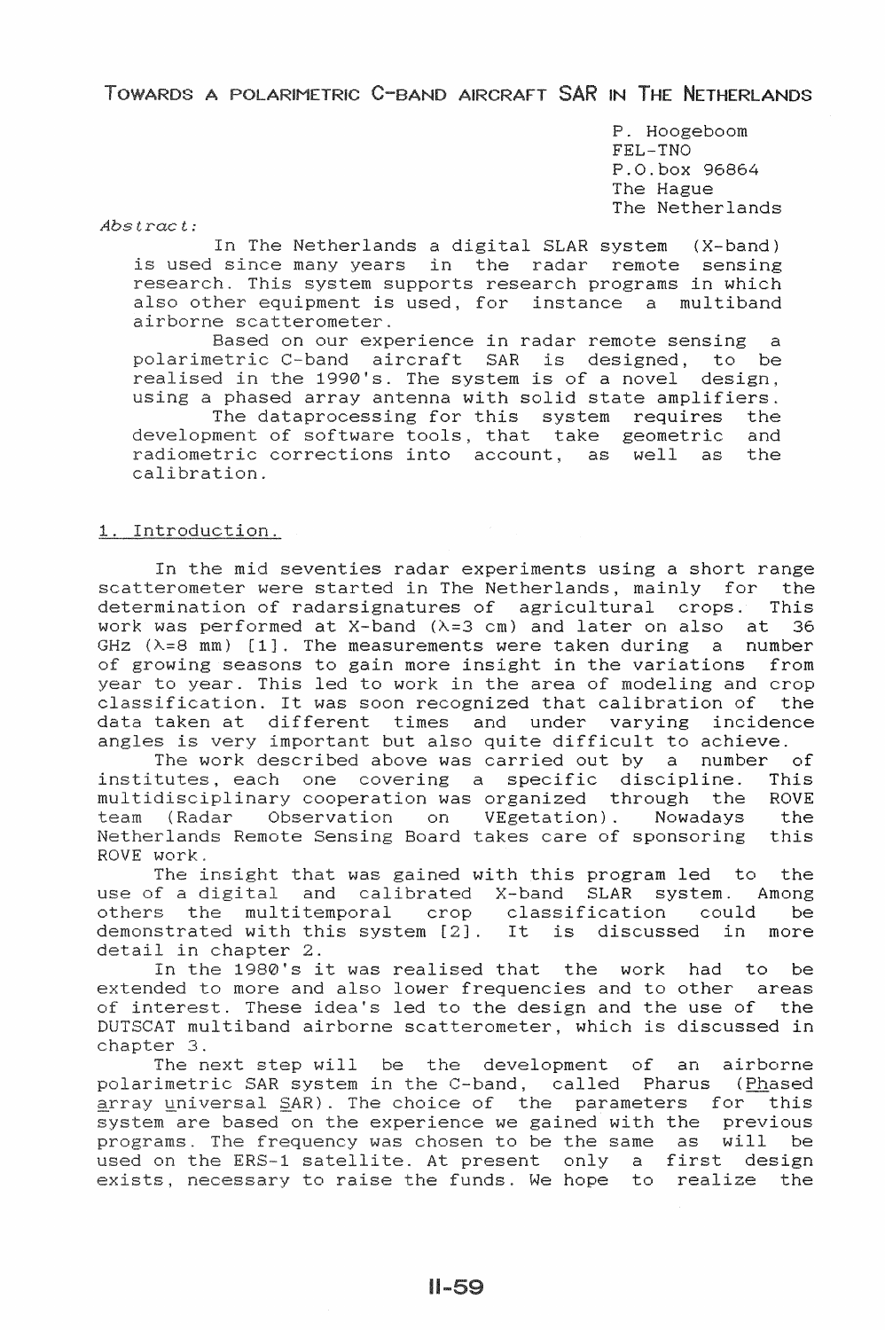# Towards a polarimetric C-band aircraft SAR in The Netherlands

P. Hoogeboom
FEL-TNO
P.O.box 96864
The Hague
The Netherlands

*Abstract:*

In The Netherlands a digital SLAR system (X-band) is used since many years in the radar remote sensing research. This system supports research programs in which also other equipment is used, for instance a multiband airborne scatterometer.

Based on our experience in radar remote sensing a polarimetric C-band aircraft SAR is designed, to be realised in the 1990's. The system is of a novel design, using a phased array antenna with solid state amplifiers.

The dataprocessing for this system requires the development of software tools, that take geometric and radiometric corrections into account, as well as the calibration.

## 1. Introduction.

In the mid seventies radar experiments using a short range scatterometer were started in The Netherlands, mainly for the determination of radarsignatures of agricultural crops. This work was performed at X-band ($\lambda$=3 cm) and later on also at 36 GHz ($\lambda$=8 mm) [1]. The measurements were taken during a number of growing seasons to gain more insight in the variations from year to year. This led to work in the area of modeling and crop classification. It was soon recognized that calibration of the data taken at different times and under varying incidence angles is very important but also quite difficult to achieve.

The work described above was carried out by a number of institutes, each one covering a specific discipline. This multidisciplinary cooperation was organized through the ROVE team (Radar Observation on VEgetation). Nowadays the Netherlands Remote Sensing Board takes care of sponsoring this ROVE work.

The insight that was gained with this program led to the use of a digital and calibrated X-band SLAR system. Among others the multitemporal crop classification could be demonstrated with this system [2]. It is discussed in more detail in chapter 2.

In the 1980's it was realised that the work had to be extended to more and also lower frequencies and to other areas of interest. These idea's led to the design and the use of the DUTSCAT multiband airborne scatterometer, which is discussed in chapter 3.

The next step will be the development of an airborne polarimetric SAR system in the C-band, called Pharus (Phased array universal SAR). The choice of the parameters for this system are based on the experience we gained with the previous programs. The frequency was chosen to be the same as will be used on the ERS-1 satellite. At present only a first design exists, necessary to raise the funds. We hope to realize the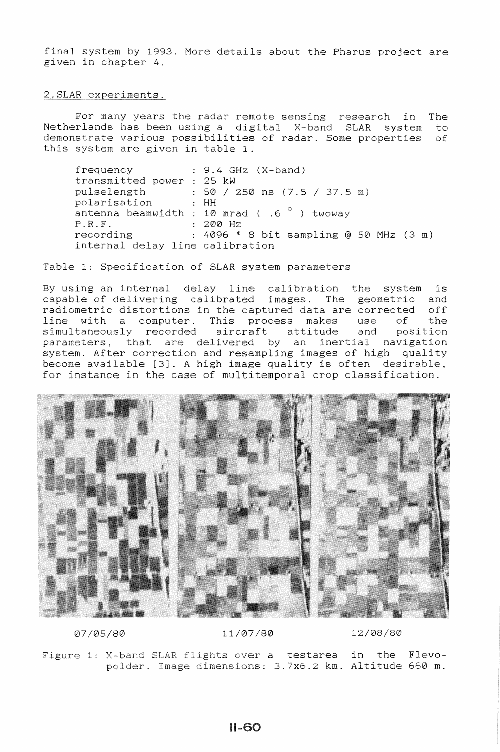final system by 1993. More details about the Pharus project are given in chapter 4.

## 2. SLAR experiments.

For many years the radar remote sensing research in The Netherlands has been using a digital X-band SLAR system to demonstrate various possibilities of radar. Some properties of this system are given in table 1.

| | |
|---|---|
| frequency | : 9.4 GHz (X-band) |
| transmitted power | : 25 kW |
| pulselength | : 50 / 250 ns (7.5 / 37.5 m) |
| polarisation | : HH |
| antenna beamwidth | : 10 mrad ( .6 ° ) twoway |
| P.R.F. | : 200 Hz |
| recording | : 4096 * 8 bit sampling @ 50 MHz (3 m) |
| internal delay line calibration | |

Table 1: Specification of SLAR system parameters

By using an internal delay line calibration the system is capable of delivering calibrated images. The geometric and radiometric distortions in the captured data are corrected off line with a computer. This process makes use of the simultaneously recorded aircraft attitude and position parameters, that are delivered by an inertial navigation system. After correction and resampling images of high quality become available [3]. A high image quality is often desirable, for instance in the case of multitemporal crop classification.

07/05/80 11/07/80 12/08/80

Figure 1: X-band SLAR flights over a testarea in the Flevo-polder. Image dimensions: 3.7x6.2 km. Altitude 660 m.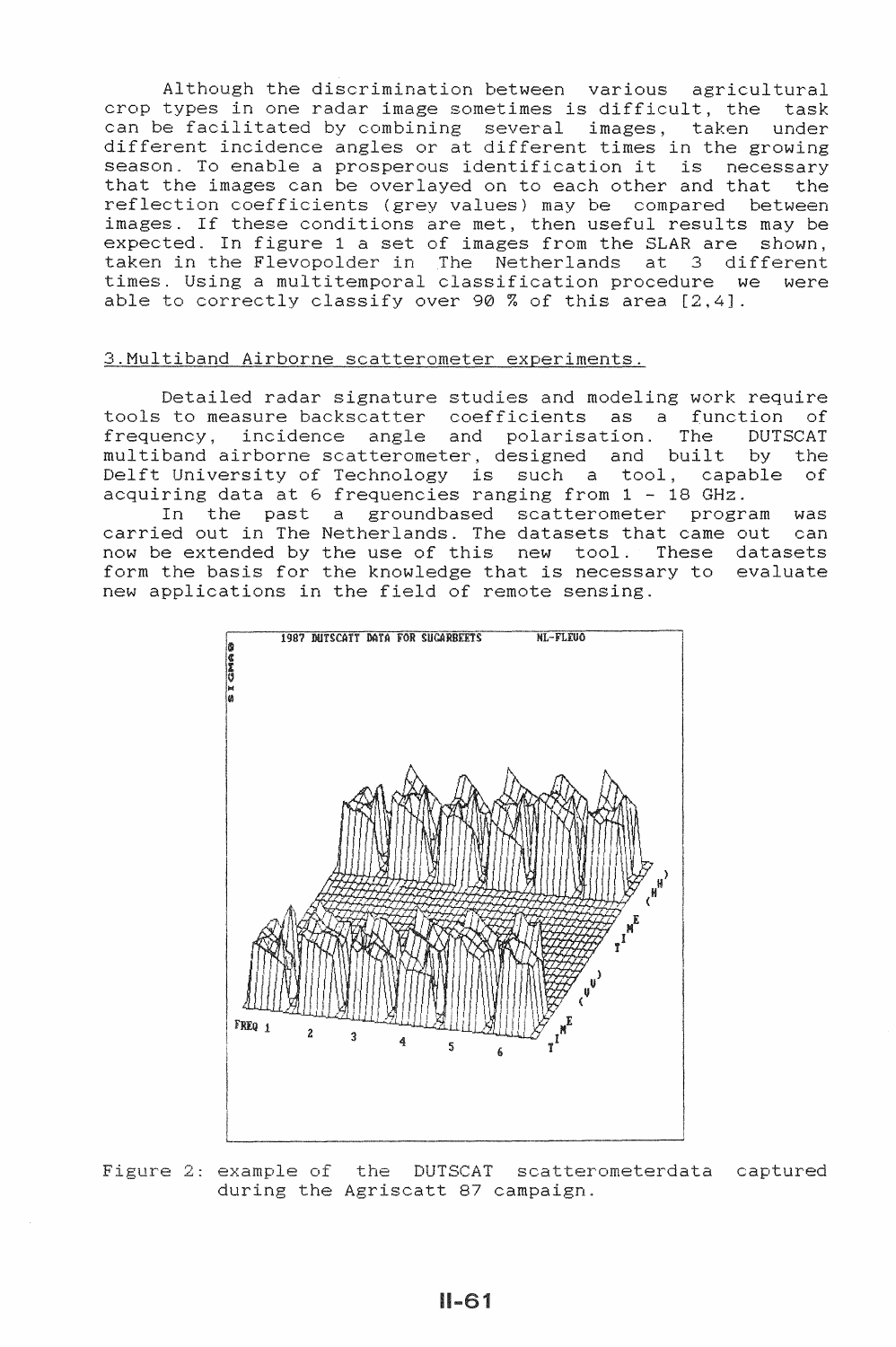Although the discrimination between various agricultural crop types in one radar image sometimes is difficult, the task can be facilitated by combining several images, taken under different incidence angles or at different times in the growing season. To enable a prosperous identification it is necessary that the images can be overlayed on to each other and that the reflection coefficients (grey values) may be compared between images. If these conditions are met, then useful results may be expected. In figure 1 a set of images from the SLAR are shown, taken in the Flevopolder in The Netherlands at 3 different times. Using a multitemporal classification procedure we were able to correctly classify over 90 % of this area [2,4].

## 3. Multiband Airborne scatterometer experiments.

Detailed radar signature studies and modeling work require tools to measure backscatter coefficients as a function of frequency, incidence angle and polarisation. The DUTSCAT multiband airborne scatterometer, designed and built by the Delft University of Technology is such a tool, capable of acquiring data at 6 frequencies ranging from 1 - 18 GHz.

In the past a groundbased scatterometer program was carried out in The Netherlands. The datasets that came out can now be extended by the use of this new tool. These datasets form the basis for the knowledge that is necessary to evaluate new applications in the field of remote sensing.

Figure 2: example of the DUTSCAT scatterometerdata captured during the Agriscatt 87 campaign.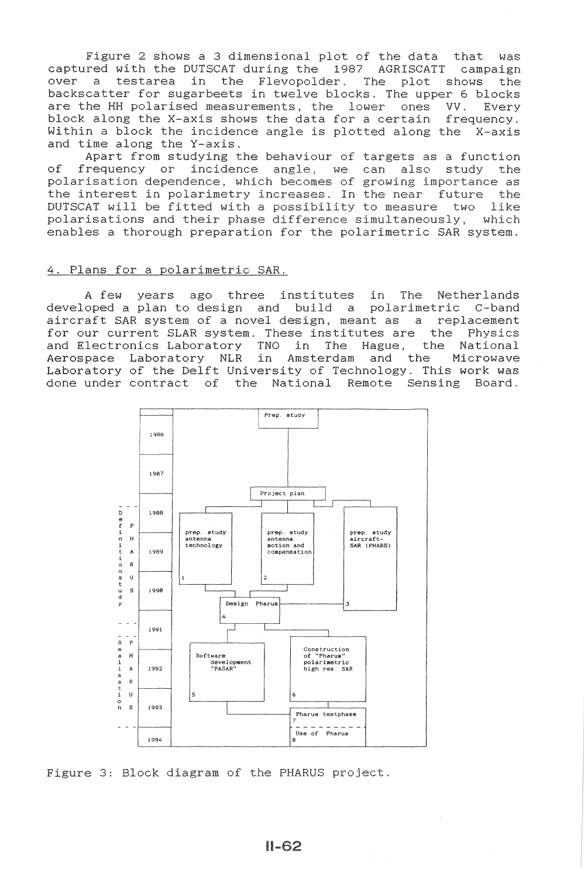Figure 2 shows a 3 dimensional plot of the data that was captured with the DUTSCAT during the 1987 AGRISCATT campaign over a testarea in the Flevopolder. The plot shows the backscatter for sugarbeets in twelve blocks. The upper 6 blocks are the HH polarised measurements, the lower ones VV. Every block along the X-axis shows the data for a certain frequency. Within a block the incidence angle is plotted along the X-axis and time along the Y-axis.

Apart from studying the behaviour of targets as a function of frequency or incidence angle, we can also study the polarisation dependence, which becomes of growing importance as the interest in polarimetry increases. In the near future the DUTSCAT will be fitted with a possibility to measure two like polarisations and their phase difference simultaneously, which enables a thorough preparation for the polarimetric SAR system.

## 4. Plans for a polarimetric SAR.

A few years ago three institutes in The Netherlands developed a plan to design and build a polarimetric C-band aircraft SAR system of a novel design, meant as a replacement for our current SLAR system. These institutes are the Physics and Electronics Laboratory TNO in The Hague, the National Aerospace Laboratory NLR in Amsterdam and the Microwave Laboratory of the Delft University of Technology. This work was done under contract of the National Remote Sensing Board.

Figure 3: Block diagram of the PHARUS project.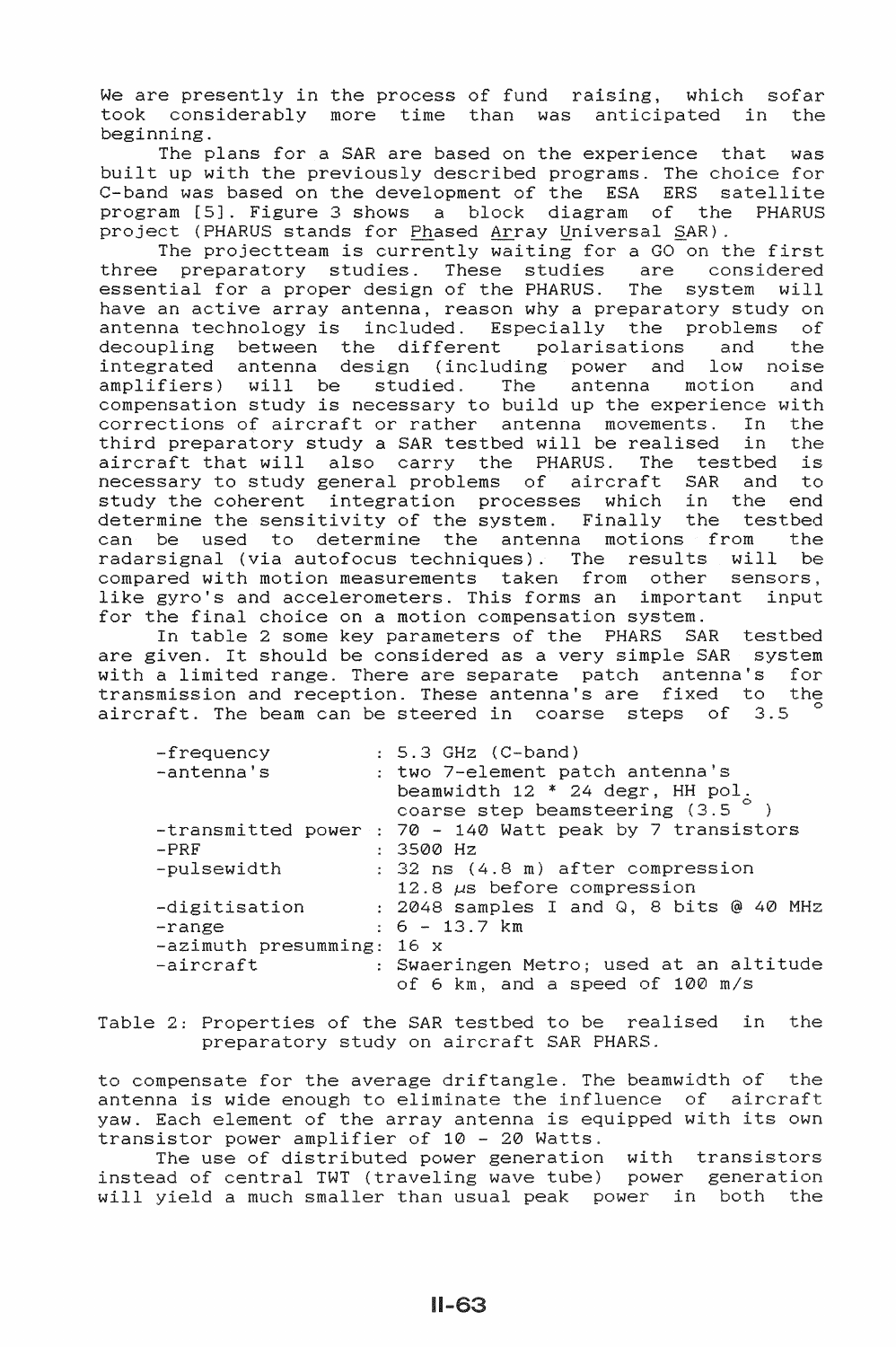We are presently in the process of fund raising, which sofar took considerably more time than was anticipated in the beginning.

The plans for a SAR are based on the experience that was built up with the previously described programs. The choice for C-band was based on the development of the ESA ERS satellite program [5]. Figure 3 shows a block diagram of the PHARUS project (PHARUS stands for <u>Ph</u>ased <u>Ar</u>ray <u>U</u>niversal <u>S</u>AR).

The projectteam is currently waiting for a GO on the first three preparatory studies. These studies are considered essential for a proper design of the PHARUS. The system will have an active array antenna, reason why a preparatory study on antenna technology is included. Especially the problems of decoupling between the different polarisations and the integrated antenna design (including power and low noise amplifiers) will be studied. The antenna motion and compensation study is necessary to build up the experience with corrections of aircraft or rather antenna movements. In the third preparatory study a SAR testbed will be realised in the aircraft that will also carry the PHARUS. The testbed is necessary to study general problems of aircraft SAR and to study the coherent integration processes which in the end determine the sensitivity of the system. Finally the testbed can be used to determine the antenna motions from the radarsignal (via autofocus techniques). The results will be compared with motion measurements taken from other sensors, like gyro's and accelerometers. This forms an important input for the final choice on a motion compensation system.

In table 2 some key parameters of the PHARS SAR testbed are given. It should be considered as a very simple SAR system with a limited range. There are separate patch antenna's for transmission and reception. These antenna's are fixed to the aircraft. The beam can be steered in coarse steps of 3.5 $^{\circ}$

| | |
|---|---|
| -frequency | : 5.3 GHz (C-band) |
| -antenna's | : two 7-element patch antenna's<br>beamwidth 12 * 24 degr, HH pol.<br>coarse step beamsteering (3.5 $^{\circ}$ ) |
| -transmitted power | : 70 - 140 Watt peak by 7 transistors |
| -PRF | : 3500 Hz |
| -pulsewidth | : 32 ns (4.8 m) after compression<br>12.8 $\mu$s before compression |
| -digitisation | : 2048 samples I and Q, 8 bits @ 40 MHz |
| -range | : 6 - 13.7 km |
| -azimuth presumming | : 16 x |
| -aircraft | : Swaeringen Metro; used at an altitude of 6 km, and a speed of 100 m/s |

Table 2: Properties of the SAR testbed to be realised in the preparatory study on aircraft SAR PHARS.

to compensate for the average driftangle. The beamwidth of the antenna is wide enough to eliminate the influence of aircraft yaw. Each element of the array antenna is equipped with its own transistor power amplifier of 10 - 20 Watts.

The use of distributed power generation with transistors instead of central TWT (traveling wave tube) power generation will yield a much smaller than usual peak power in both the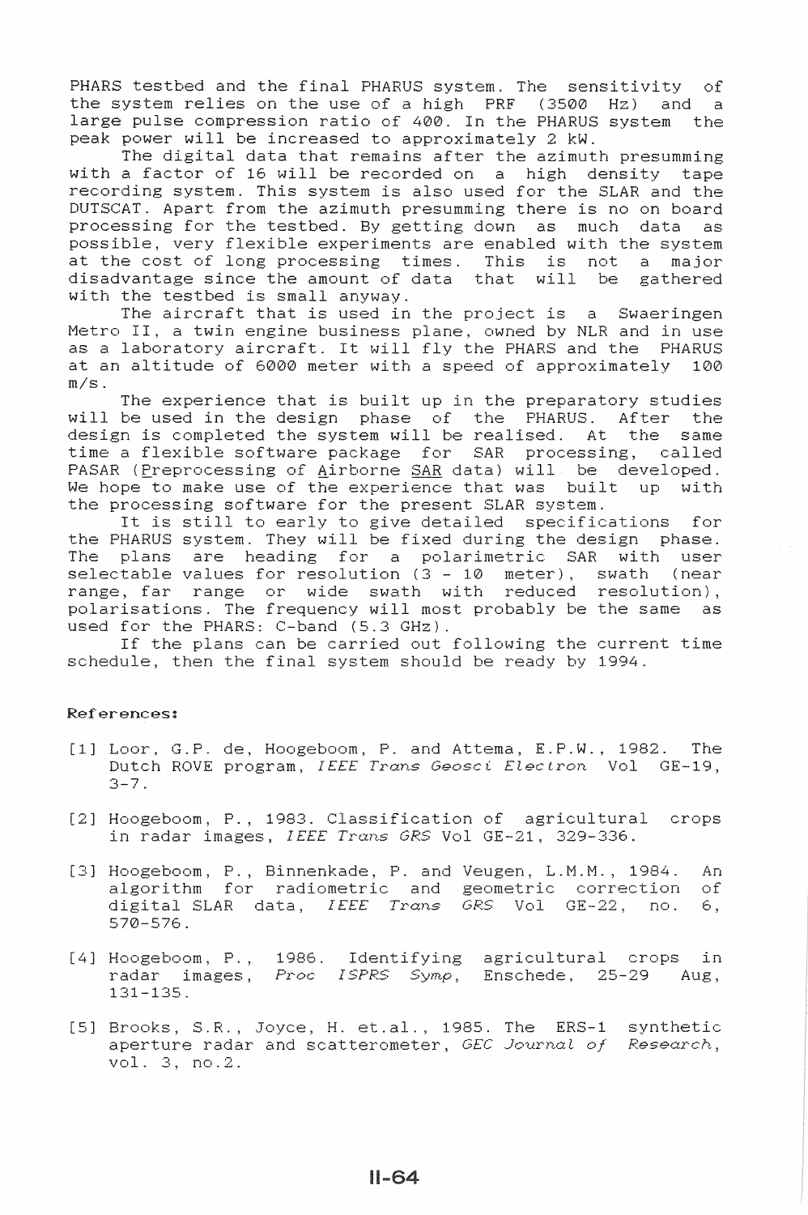PHARS testbed and the final PHARUS system. The sensitivity of the system relies on the use of a high PRF (3500 Hz) and a large pulse compression ratio of 400. In the PHARUS system the peak power will be increased to approximately 2 kW.

The digital data that remains after the azimuth presumming with a factor of 16 will be recorded on a high density tape recording system. This system is also used for the SLAR and the DUTSCAT. Apart from the azimuth presumming there is no on board processing for the testbed. By getting down as much data as possible, very flexible experiments are enabled with the system at the cost of long processing times. This is not a major disadvantage since the amount of data that will be gathered with the testbed is small anyway.

The aircraft that is used in the project is a Swaeringen Metro II, a twin engine business plane, owned by NLR and in use as a laboratory aircraft. It will fly the PHARS and the PHARUS at an altitude of 6000 meter with a speed of approximately 100 m/s.

The experience that is built up in the preparatory studies will be used in the design phase of the PHARUS. After the design is completed the system will be realised. At the same time a flexible software package for SAR processing, called PASAR (Preprocessing of Airborne SAR data) will be developed. We hope to make use of the experience that was built up with the processing software for the present SLAR system.

It is still to early to give detailed specifications for the PHARUS system. They will be fixed during the design phase. The plans are heading for a polarimetric SAR with user selectable values for resolution (3 - 10 meter), swath (near range, far range or wide swath with reduced resolution), polarisations. The frequency will most probably be the same as used for the PHARS: C-band (5.3 GHz).

If the plans can be carried out following the current time schedule, then the final system should be ready by 1994.

**References:**

[1] Loor, G.P. de, Hoogeboom, P. and Attema, E.P.W., 1982. The Dutch ROVE program, *IEEE Trans Geosci Electron* Vol GE-19, 3-7.

[2] Hoogeboom, P., 1983. Classification of agricultural crops in radar images, *IEEE Trans GRS* Vol GE-21, 329-336.

[3] Hoogeboom, P., Binnenkade, P. and Veugen, L.M.M., 1984. An algorithm for radiometric and geometric correction of digital SLAR data, *IEEE Trans GRS* Vol GE-22, no. 6, 570-576.

[4] Hoogeboom, P., 1986. Identifying agricultural crops in radar images, *Proc ISPRS Symp*, Enschede, 25-29 Aug, 131-135.

[5] Brooks, S.R., Joyce, H. et.al., 1985. The ERS-1 synthetic aperture radar and scatterometer, *GEC Journal of Research*, vol. 3, no.2.